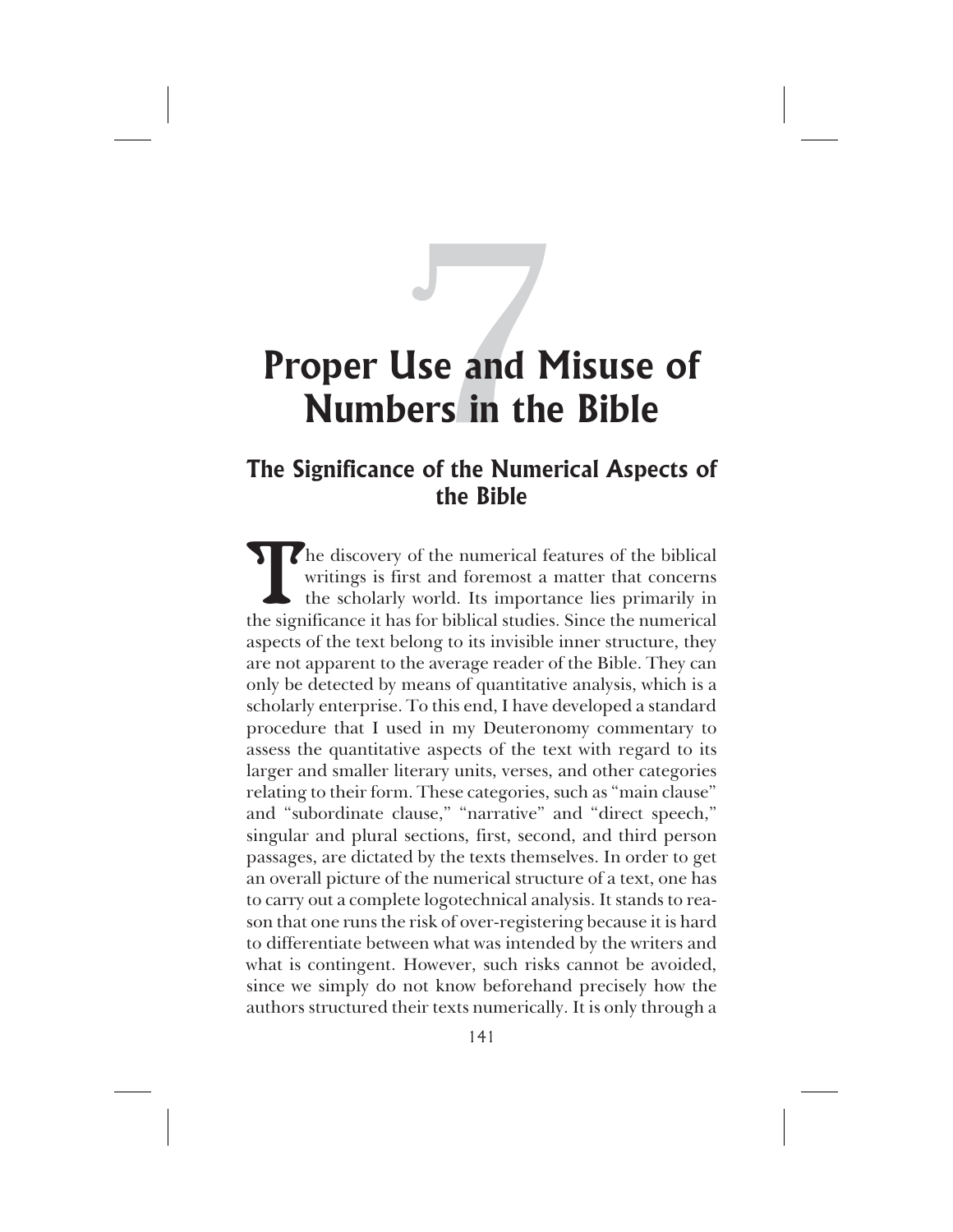# 7

# Proper Use and Misuse of Numbers in the Bible

## The Significance of the Numerical Aspects of the Bible

The discovery of the numerical features of the biblical writings is first and foremost a matter that concerns the scholarly world. Its importance lies primarily in the significance it has for biblical studies. Since the numerical aspects of the text belong to its invisible inner structure, they are not apparent to the average reader of the Bible. They can only be detected by means of quantitative analysis, which is a scholarly enterprise. To this end, I have developed a standard procedure that I used in my Deuteronomy commentary to assess the quantitative aspects of the text with regard to its larger and smaller literary units, verses, and other categories relating to their form. These categories, such as "main clause" and "subordinate clause," "narrative" and "direct speech," singular and plural sections, first, second, and third person passages, are dictated by the texts themselves. In order to get an overall picture of the numerical structure of a text, one has to carry out a complete logotechnical analysis. It stands to reason that one runs the risk of over-registering because it is hard to differentiate between what was intended by the writers and what is contingent. However, such risks cannot be avoided, since we simply do not know beforehand precisely how the authors structured their texts numerically. It is only through a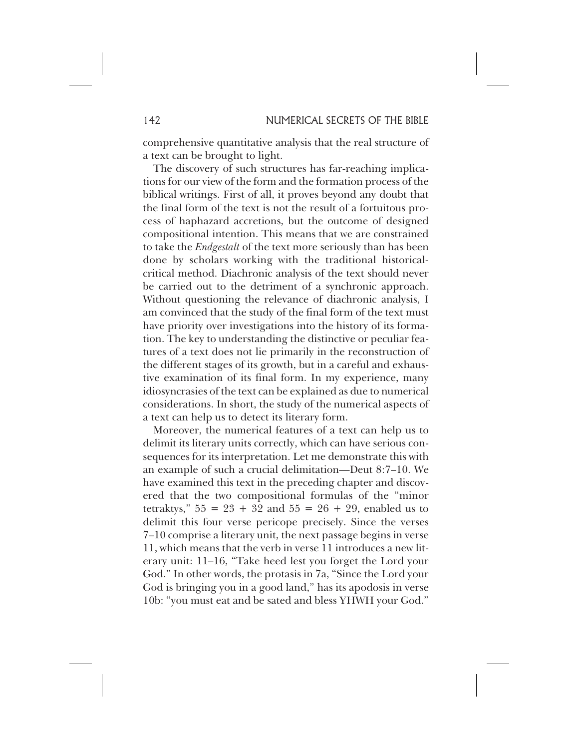comprehensive quantitative analysis that the real structure of a text can be brought to light.

The discovery of such structures has far-reaching implications for our view of the form and the formation process of the biblical writings. First of all, it proves beyond any doubt that the final form of the text is not the result of a fortuitous process of haphazard accretions, but the outcome of designed compositional intention. This means that we are constrained to take the *Endgestalt* of the text more seriously than has been done by scholars working with the traditional historical-critical method. Diachronic analysis of the text should never be carried out to the detriment of a synchronic approach. Without questioning the relevance of diachronic analysis, I am convinced that the study of the final form of the text must have priority over investigations into the history of its formation. The key to understanding the distinctive or peculiar features of a text does not lie primarily in the reconstruction of the different stages of its growth, but in a careful and exhaustive examination of its final form. In my experience, many idiosyncrasies of the text can be explained as due to numerical considerations. In short, the study of the numerical aspects of a text can help us to detect its literary form.

Moreover, the numerical features of a text can help us to delimit its literary units correctly, which can have serious consequences for its interpretation. Let me demonstrate this with an example of such a crucial delimitation—Deut 8:7–10. We have examined this text in the preceding chapter and discovered that the two compositional formulas of the "minor tetraktys," $55 = 23 + 32$ and $55 = 26 + 29$, enabled us to delimit this four verse pericope precisely. Since the verses 7–10 comprise a literary unit, the next passage begins in verse 11, which means that the verb in verse 11 introduces a new literary unit: 11–16, "Take heed lest you forget the Lord your God." In other words, the protasis in 7a, "Since the Lord your God is bringing you in a good land," has its apodosis in verse 10b: "you must eat and be sated and bless YHWH your God."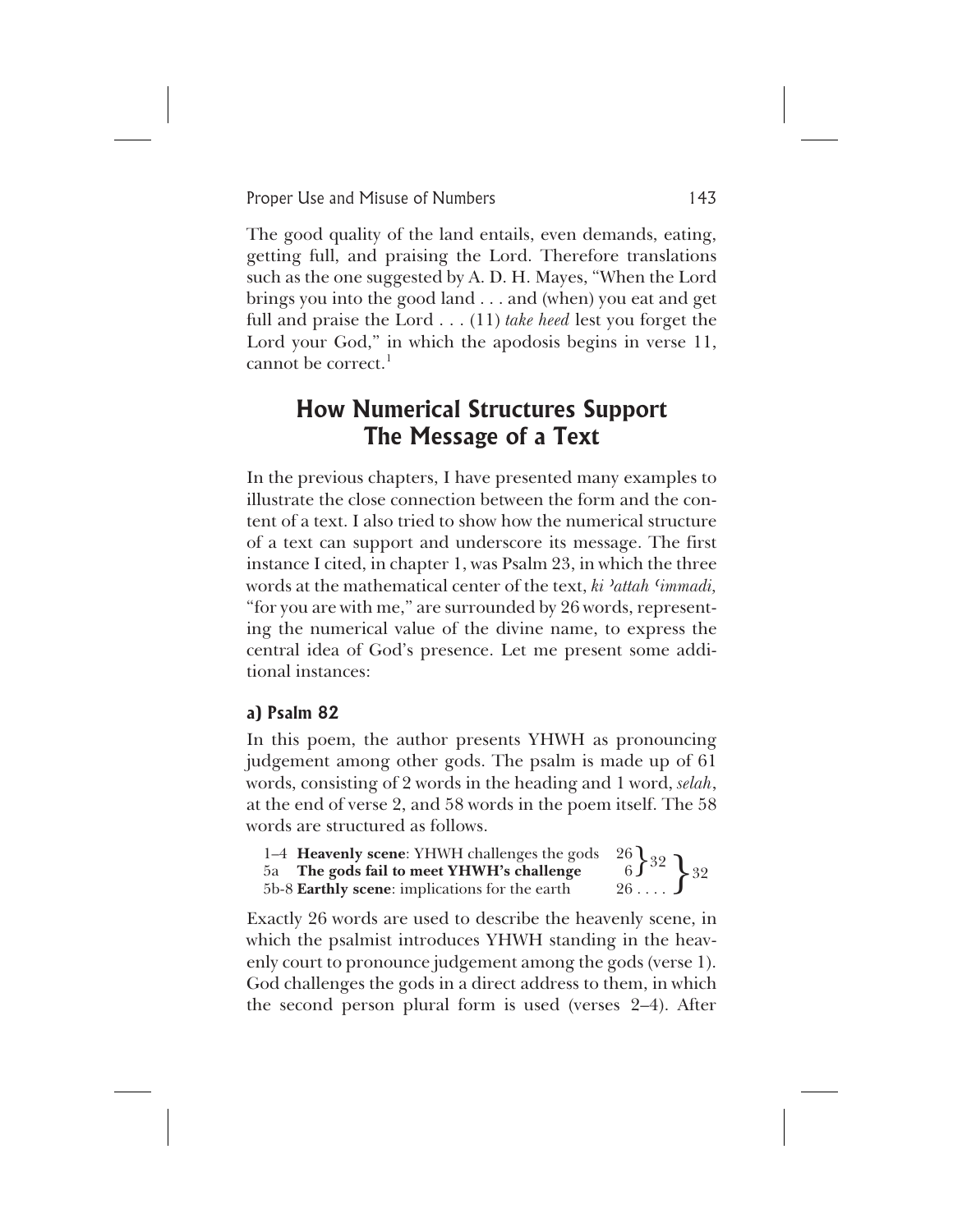The good quality of the land entails, even demands, eating, getting full, and praising the Lord. Therefore translations such as the one suggested by A. D. H. Mayes, "When the Lord brings you into the good land . . . and (when) you eat and get full and praise the Lord . . . (11) *take heed* lest you forget the Lord your God," in which the apodosis begins in verse 11, cannot be correct.[1]

## How Numerical Structures Support The Message of a Text

In the previous chapters, I have presented many examples to illustrate the close connection between the form and the content of a text. I also tried to show how the numerical structure of a text can support and underscore its message. The first instance I cited, in chapter 1, was Psalm 23, in which the three words at the mathematical center of the text, *ki ʾattah ʿimmadi,* "for you are with me," are surrounded by 26 words, representing the numerical value of the divine name, to express the central idea of God's presence. Let me present some additional instances:

### a) Psalm 82

In this poem, the author presents YHWH as pronouncing judgement among other gods. The psalm is made up of 61 words, consisting of 2 words in the heading and 1 word, *selah*, at the end of verse 2, and 58 words in the poem itself. The 58 words are structured as follows.

| Verses | Section | Words | | |
|---|---|---|---|---|
| 1–4 | **Heavenly scene**: YHWH challenges the gods | 26 | } 32 | |
| 5a | **The gods fail to meet YHWH's challenge** | 6 | | } 32 |
| 5b-8 | **Earthly scene**: implications for the earth | 26 . . . . | | |

Exactly 26 words are used to describe the heavenly scene, in which the psalmist introduces YHWH standing in the heavenly court to pronounce judgement among the gods (verse 1). God challenges the gods in a direct address to them, in which the second person plural form is used (verses 2–4). After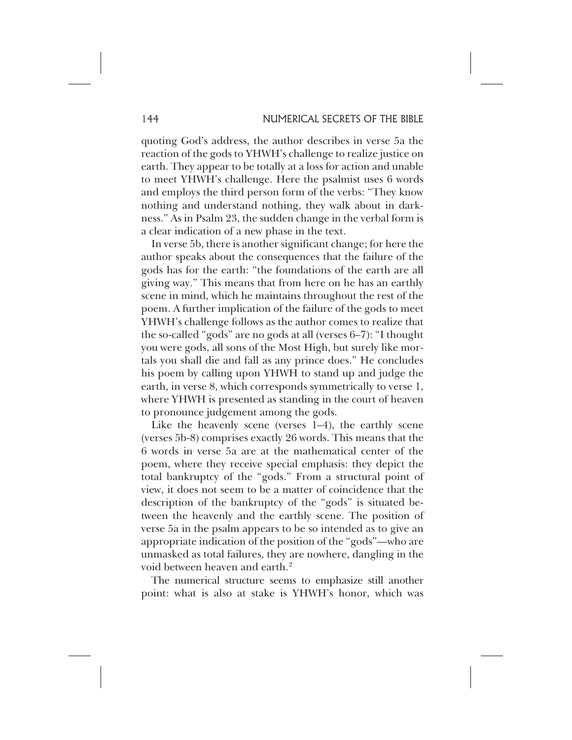quoting God's address, the author describes in verse 5a the reaction of the gods to YHWH's challenge to realize justice on earth. They appear to be totally at a loss for action and unable to meet YHWH's challenge. Here the psalmist uses 6 words and employs the third person form of the verbs: "They know nothing and understand nothing, they walk about in darkness." As in Psalm 23, the sudden change in the verbal form is a clear indication of a new phase in the text.

In verse 5b, there is another significant change; for here the author speaks about the consequences that the failure of the gods has for the earth: "the foundations of the earth are all giving way." This means that from here on he has an earthly scene in mind, which he maintains throughout the rest of the poem. A further implication of the failure of the gods to meet YHWH's challenge follows as the author comes to realize that the so-called "gods" are no gods at all (verses 6–7): "I thought you were gods, all sons of the Most High, but surely like mortals you shall die and fall as any prince does." He concludes his poem by calling upon YHWH to stand up and judge the earth, in verse 8, which corresponds symmetrically to verse 1, where YHWH is presented as standing in the court of heaven to pronounce judgement among the gods.

Like the heavenly scene (verses 1–4), the earthly scene (verses 5b-8) comprises exactly 26 words. This means that the 6 words in verse 5a are at the mathematical center of the poem, where they receive special emphasis: they depict the total bankruptcy of the "gods." From a structural point of view, it does not seem to be a matter of coincidence that the description of the bankruptcy of the "gods" is situated between the heavenly and the earthly scene. The position of verse 5a in the psalm appears to be so intended as to give an appropriate indication of the position of the "gods"—who are unmasked as total failures, they are nowhere, dangling in the void between heaven and earth.[2]

The numerical structure seems to emphasize still another point: what is also at stake is YHWH's honor, which was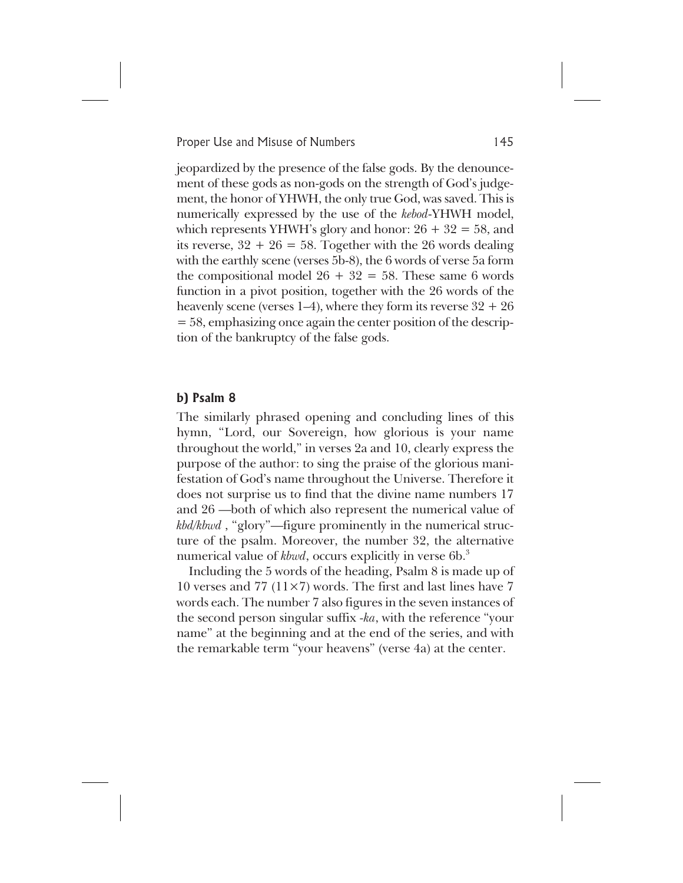jeopardized by the presence of the false gods. By the denouncement of these gods as non-gods on the strength of God's judgement, the honor of YHWH, the only true God, was saved. This is numerically expressed by the use of the *kebod*-YHWH model, which represents YHWH's glory and honor: $26 + 32 = 58$, and its reverse, $32 + 26 = 58$. Together with the 26 words dealing with the earthly scene (verses 5b-8), the 6 words of verse 5a form the compositional model $26 + 32 = 58$. These same 6 words function in a pivot position, together with the 26 words of the heavenly scene (verses 1–4), where they form its reverse $32 + 26 = 58$, emphasizing once again the center position of the description of the bankruptcy of the false gods.

## b) Psalm 8

The similarly phrased opening and concluding lines of this hymn, "Lord, our Sovereign, how glorious is your name throughout the world," in verses 2a and 10, clearly express the purpose of the author: to sing the praise of the glorious manifestation of God's name throughout the Universe. Therefore it does not surprise us to find that the divine name numbers 17 and 26 —both of which also represent the numerical value of *kbd/kbwd* , "glory"—figure prominently in the numerical structure of the psalm. Moreover, the number 32, the alternative numerical value of *kbwd*, occurs explicitly in verse 6b.[3]

Including the 5 words of the heading, Psalm 8 is made up of 10 verses and 77 ($11\times7$) words. The first and last lines have 7 words each. The number 7 also figures in the seven instances of the second person singular suffix -*ka*, with the reference "your name" at the beginning and at the end of the series, and with the remarkable term "your heavens" (verse 4a) at the center.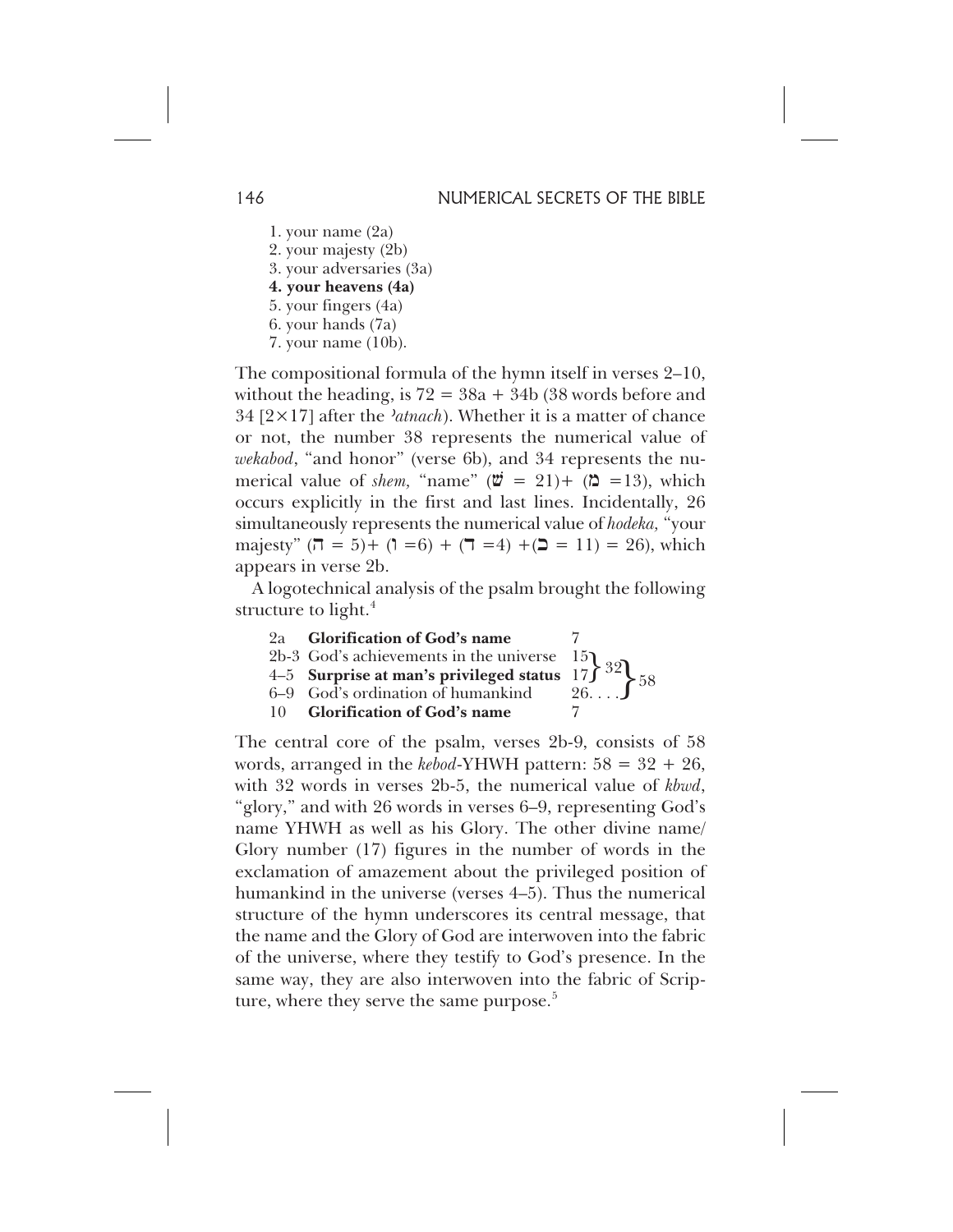1. your name (2a)
2. your majesty (2b)
3. your adversaries (3a)
**4. your heavens (4a)**
5. your fingers (4a)
6. your hands (7a)
7. your name (10b).

The compositional formula of the hymn itself in verses 2–10, without the heading, is 72 = 38a + 34b (38 words before and 34 [2×17] after the *ʾatnach*). Whether it is a matter of chance or not, the number 38 represents the numerical value of *wekabod*, "and honor" (verse 6b), and 34 represents the numerical value of *shem,* "name" (שׁ = 21)+ (מ =13), which occurs explicitly in the first and last lines. Incidentally, 26 simultaneously represents the numerical value of *hodeka,* "your majesty" (ה = 5)+ (ו =6) + (ד =4) +(כ = 11) = 26), which appears in verse 2b.

A logotechnical analysis of the psalm brought the following structure to light.[4]

| | | | | |
|---|---|---|---|---|
| 2a | **Glorification of God's name** | 7 | | |
| 2b-3 | God's achievements in the universe | 15 | 32 | 58 |
| 4–5 | **Surprise at man's privileged status** | 17 | | |
| 6–9 | God's ordination of humankind | 26. . . . | | |
| 10 | **Glorification of God's name** | 7 | | |

The central core of the psalm, verses 2b-9, consists of 58 words, arranged in the *kebod*-YHWH pattern: 58 = 32 + 26, with 32 words in verses 2b-5, the numerical value of *kbwd*, "glory," and with 26 words in verses 6–9, representing God's name YHWH as well as his Glory. The other divine name/ Glory number (17) figures in the number of words in the exclamation of amazement about the privileged position of humankind in the universe (verses 4–5). Thus the numerical structure of the hymn underscores its central message, that the name and the Glory of God are interwoven into the fabric of the universe, where they testify to God's presence. In the same way, they are also interwoven into the fabric of Scripture, where they serve the same purpose.[5]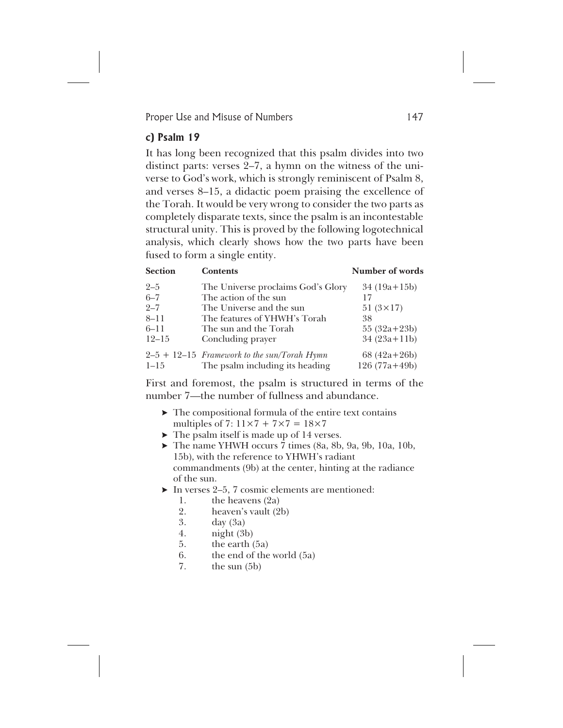### c) Psalm 19

It has long been recognized that this psalm divides into two distinct parts: verses 2–7, a hymn on the witness of the universe to God's work, which is strongly reminiscent of Psalm 8, and verses 8–15, a didactic poem praising the excellence of the Torah. It would be very wrong to consider the two parts as completely disparate texts, since the psalm is an incontestable structural unity. This is proved by the following logotechnical analysis, which clearly shows how the two parts have been fused to form a single entity.

| Section | Contents | Number of words |
|---|---|---|
| 2–5 | The Universe proclaims God's Glory | 34 (19a+15b) |
| 6–7 | The action of the sun | 17 |
| 2–7 | The Universe and the sun | 51 (3×17) |
| 8–11 | The features of YHWH's Torah | 38 |
| 6–11 | The sun and the Torah | 55 (32a+23b) |
| 12–15 | Concluding prayer | 34 (23a+11b) |
| 2–5 + 12–15 | *Framework to the sun/Torah Hymn* | 68 (42a+26b) |
| 1–15 | The psalm including its heading | 126 (77a+49b) |

First and foremost, the psalm is structured in terms of the number 7—the number of fullness and abundance.

- The compositional formula of the entire text contains multiples of 7: $11\times7 + 7\times7 = 18\times7$
- The psalm itself is made up of 14 verses.
- The name YHWH occurs 7 times (8a, 8b, 9a, 9b, 10a, 10b, 15b), with the reference to YHWH's radiant commandments (9b) at the center, hinting at the radiance of the sun.
- In verses 2–5, 7 cosmic elements are mentioned:
    1. the heavens (2a)
    2. heaven's vault (2b)
    3. day (3a)
    4. night (3b)
    5. the earth (5a)
    6. the end of the world (5a)
    7. the sun (5b)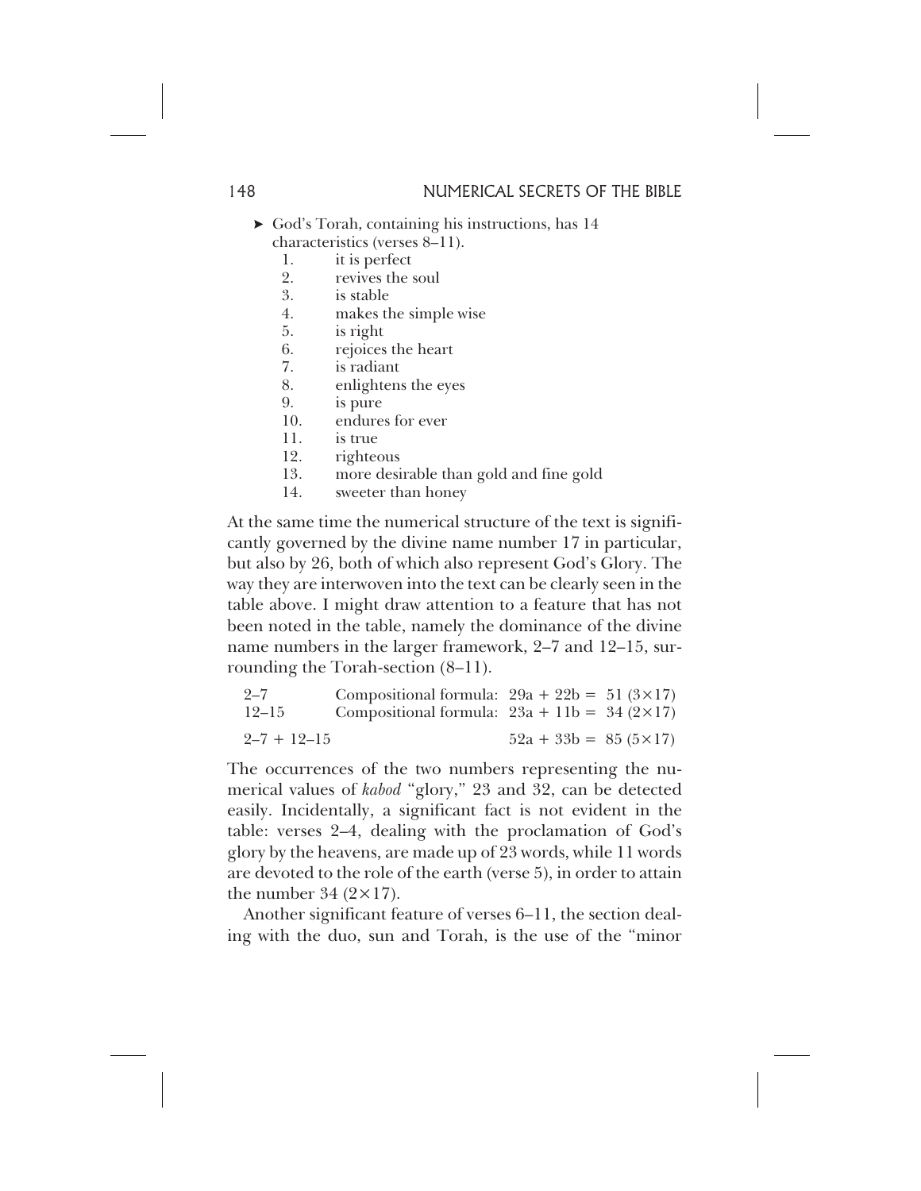- ➤ God's Torah, containing his instructions, has 14 characteristics (verses 8–11).
    1. it is perfect
    2. revives the soul
    3. is stable
    4. makes the simple wise
    5. is right
    6. rejoices the heart
    7. is radiant
    8. enlightens the eyes
    9. is pure
    10. endures for ever
    11. is true
    12. righteous
    13. more desirable than gold and fine gold
    14. sweeter than honey

At the same time the numerical structure of the text is significantly governed by the divine name number 17 in particular, but also by 26, both of which also represent God's Glory. The way they are interwoven into the text can be clearly seen in the table above. I might draw attention to a feature that has not been noted in the table, namely the dominance of the divine name numbers in the larger framework, 2–7 and 12–15, surrounding the Torah-section (8–11).

| | | |
|---|---|---|
| 2–7 | Compositional formula: | 29a + 22b = 51 (3×17) |
| 12–15 | Compositional formula: | 23a + 11b = 34 (2×17) |
| 2–7 + 12–15 | | 52a + 33b = 85 (5×17) |

The occurrences of the two numbers representing the numerical values of *kabod* "glory," 23 and 32, can be detected easily. Incidentally, a significant fact is not evident in the table: verses 2–4, dealing with the proclamation of God's glory by the heavens, are made up of 23 words, while 11 words are devoted to the role of the earth (verse 5), in order to attain the number 34 (2×17).

Another significant feature of verses 6–11, the section dealing with the duo, sun and Torah, is the use of the "minor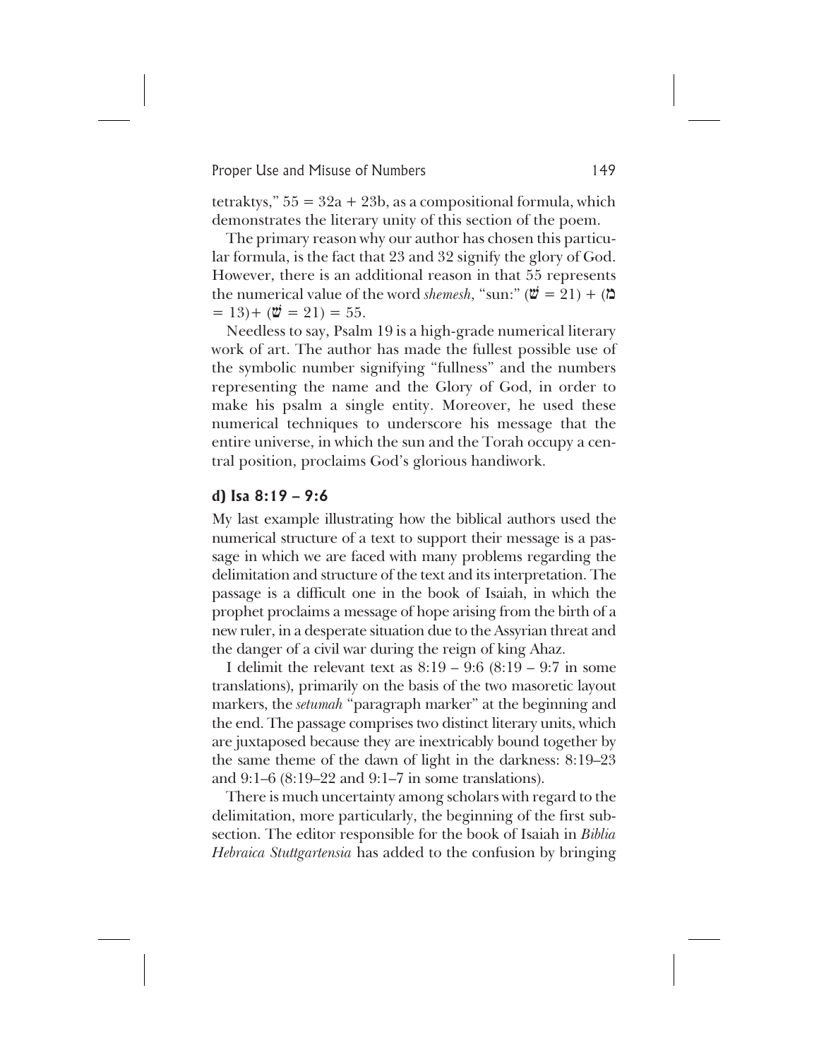tetraktys," $55 = 32a + 23b$, as a compositional formula, which demonstrates the literary unity of this section of the poem.

The primary reason why our author has chosen this particular formula, is the fact that 23 and 32 signify the glory of God. However, there is an additional reason in that 55 represents the numerical value of the word *shemesh*, "sun:" (שׁ = 21) + (מ = 13)+ (שׁ = 21) = 55.

Needless to say, Psalm 19 is a high-grade numerical literary work of art. The author has made the fullest possible use of the symbolic number signifying "fullness" and the numbers representing the name and the Glory of God, in order to make his psalm a single entity. Moreover, he used these numerical techniques to underscore his message that the entire universe, in which the sun and the Torah occupy a central position, proclaims God's glorious handiwork.

### d) Isa 8:19 – 9:6

My last example illustrating how the biblical authors used the numerical structure of a text to support their message is a passage in which we are faced with many problems regarding the delimitation and structure of the text and its interpretation. The passage is a difficult one in the book of Isaiah, in which the prophet proclaims a message of hope arising from the birth of a new ruler, in a desperate situation due to the Assyrian threat and the danger of a civil war during the reign of king Ahaz.

I delimit the relevant text as 8:19 – 9:6 (8:19 – 9:7 in some translations), primarily on the basis of the two masoretic layout markers, the *setumah* "paragraph marker" at the beginning and the end. The passage comprises two distinct literary units, which are juxtaposed because they are inextricably bound together by the same theme of the dawn of light in the darkness: 8:19–23 and 9:1–6 (8:19–22 and 9:1–7 in some translations).

There is much uncertainty among scholars with regard to the delimitation, more particularly, the beginning of the first subsection. The editor responsible for the book of Isaiah in *Biblia Hebraica Stuttgartensia* has added to the confusion by bringing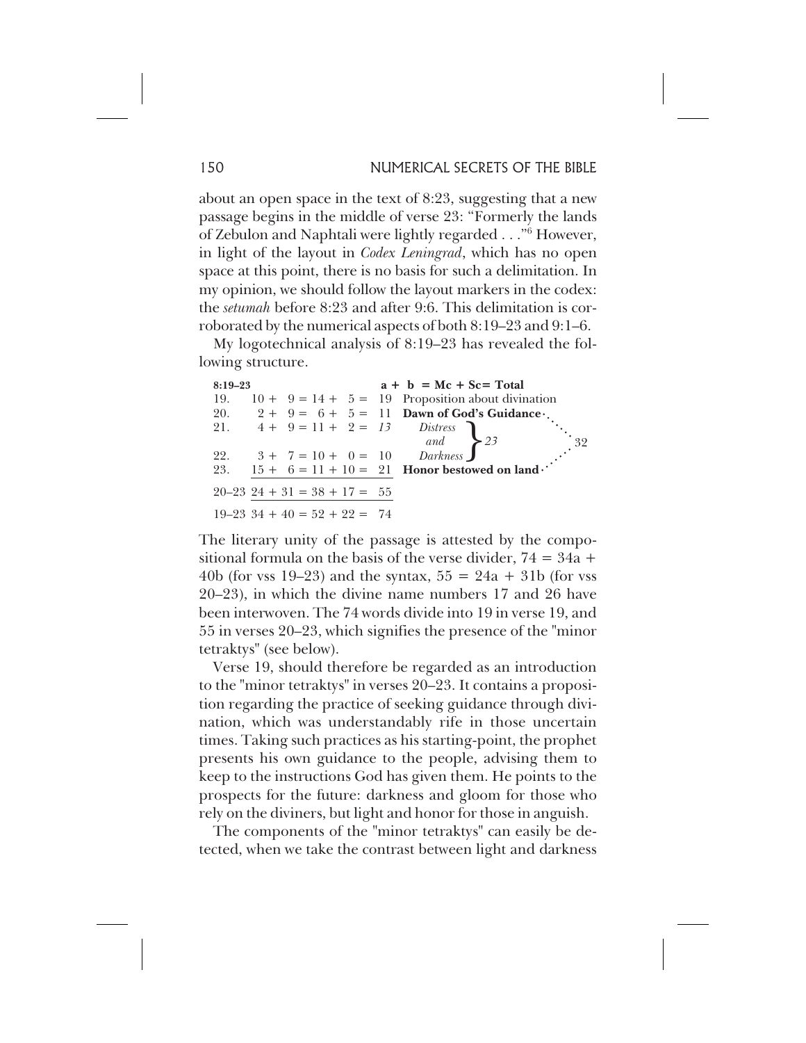about an open space in the text of 8:23, suggesting that a new passage begins in the middle of verse 23: "Formerly the lands of Zebulon and Naphtali were lightly regarded . . ."[6] However, in light of the layout in *Codex Leningrad*, which has no open space at this point, there is no basis for such a delimitation. In my opinion, we should follow the layout markers in the codex: the *setumah* before 8:23 and after 9:6. This delimitation is corroborated by the numerical aspects of both 8:19–23 and 9:1–6.

My logotechnical analysis of 8:19–23 has revealed the following structure.

| **8:19–23** | **a +** | **b =** | **Mc +** | **Sc =** | **Total** | | |
|---|---|---|---|---|---|---|---|
| 19. | 10 + | 9 = | 14 + | 5 = | 19 | Proposition about divination | |
| 20. | 2 + | 9 = | 6 + | 5 = | 11 | **Dawn of God's Guidance** | 32 |
| 21. | 4 + | 9 = | 11 + | 2 = | *13* | *Distress and* | *23* |
| 22. | 3 + | 7 = | 10 + | 0 = | 10 | *Darkness* | |
| 23. | 15 + | 6 = | 11 + | 10 = | 21 | **Honor bestowed on land** | 32 |
| 20–23 | 24 + | 31 = | 38 + | 17 = | 55 | | |
| 19–23 | 34 + | 40 = | 52 + | 22 = | 74 | | |

The literary unity of the passage is attested by the compositional formula on the basis of the verse divider, 74 = 34a + 40b (for vss 19–23) and the syntax, 55 = 24a + 31b (for vss 20–23), in which the divine name numbers 17 and 26 have been interwoven. The 74 words divide into 19 in verse 19, and 55 in verses 20–23, which signifies the presence of the "minor tetraktys" (see below).

Verse 19, should therefore be regarded as an introduction to the "minor tetraktys" in verses 20–23. It contains a proposition regarding the practice of seeking guidance through divination, which was understandably rife in those uncertain times. Taking such practices as his starting-point, the prophet presents his own guidance to the people, advising them to keep to the instructions God has given them. He points to the prospects for the future: darkness and gloom for those who rely on the diviners, but light and honor for those in anguish.

The components of the "minor tetraktys" can easily be detected, when we take the contrast between light and darkness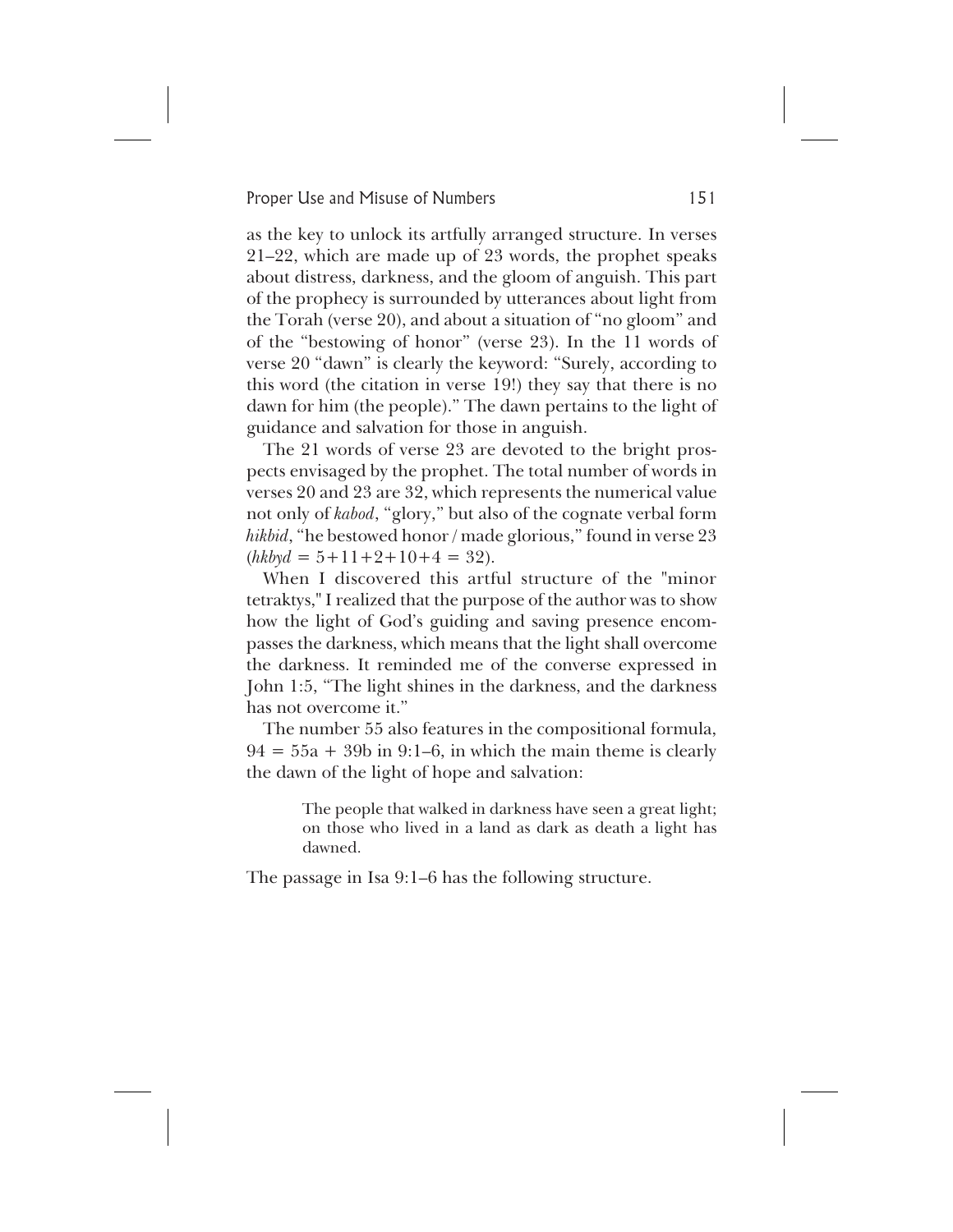as the key to unlock its artfully arranged structure. In verses 21–22, which are made up of 23 words, the prophet speaks about distress, darkness, and the gloom of anguish. This part of the prophecy is surrounded by utterances about light from the Torah (verse 20), and about a situation of "no gloom" and of the "bestowing of honor" (verse 23). In the 11 words of verse 20 "dawn" is clearly the keyword: "Surely, according to this word (the citation in verse 19!) they say that there is no dawn for him (the people)." The dawn pertains to the light of guidance and salvation for those in anguish.

The 21 words of verse 23 are devoted to the bright prospects envisaged by the prophet. The total number of words in verses 20 and 23 are 32, which represents the numerical value not only of *kabod*, "glory," but also of the cognate verbal form *hikbid*, "he bestowed honor / made glorious," found in verse 23 (*hkbyd* = 5+11+2+10+4 = 32).

When I discovered this artful structure of the "minor tetraktys," I realized that the purpose of the author was to show how the light of God's guiding and saving presence encompasses the darkness, which means that the light shall overcome the darkness. It reminded me of the converse expressed in John 1:5, "The light shines in the darkness, and the darkness has not overcome it."

The number 55 also features in the compositional formula, 94 = 55a + 39b in 9:1–6, in which the main theme is clearly the dawn of the light of hope and salvation:

> The people that walked in darkness have seen a great light; on those who lived in a land as dark as death a light has dawned.

The passage in Isa 9:1–6 has the following structure.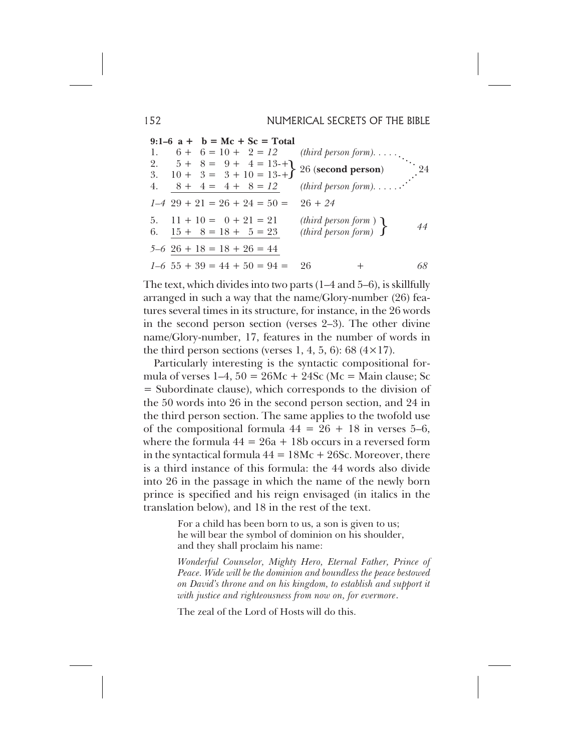| 9:1–6 | a + b = Mc + Sc = Total | | |
|---|---|---|---|
| 1. | 6 + 6 = 10 + 2 = *12* | *(third person form)*. . . . . | |
| 2. | 5 + 8 = 9 + 4 = 13-+ | 26 (**second person**) | 24 |
| 3. | 10 + 3 = 3 + 10 = 13-+ | | |
| 4. | 8 + 4 = 4 + 8 = *12* | *(third person form)*. . . . . | |
| *1–4* | 29 + 21 = 26 + 24 = 50 = | 26 + *24* | |
| 5. | 11 + 10 = 0 + 21 = 21 | *(third person form)* | *44* |
| 6. | 15 + 8 = 18 + 5 = 23 | *(third person form)* | |
| *5–6* | 26 + 18 = 18 + 26 = 44 | | |
| *1–6* | 55 + 39 = 44 + 50 = 94 = | 26 + | *68* |

The text, which divides into two parts (1–4 and 5–6), is skillfully arranged in such a way that the name/Glory-number (26) features several times in its structure, for instance, in the 26 words in the second person section (verses 2–3). The other divine name/Glory-number, 17, features in the number of words in the third person sections (verses 1, 4, 5, 6): 68 (4×17).

Particularly interesting is the syntactic compositional formula of verses 1–4, 50 = 26Mc + 24Sc (Mc = Main clause; Sc = Subordinate clause), which corresponds to the division of the 50 words into 26 in the second person section, and 24 in the third person section. The same applies to the twofold use of the compositional formula 44 = 26 + 18 in verses 5–6, where the formula 44 = 26a + 18b occurs in a reversed form in the syntactical formula 44 = 18Mc + 26Sc. Moreover, there is a third instance of this formula: the 44 words also divide into 26 in the passage in which the name of the newly born prince is specified and his reign envisaged (in italics in the translation below), and 18 in the rest of the text.

> For a child has been born to us, a son is given to us;
> he will bear the symbol of dominion on his shoulder,
> and they shall proclaim his name:
>
> *Wonderful Counselor, Mighty Hero, Eternal Father, Prince of Peace. Wide will be the dominion and boundless the peace bestowed on David's throne and on his kingdom, to establish and support it with justice and righteousness from now on, for evermore.*
>
> The zeal of the Lord of Hosts will do this.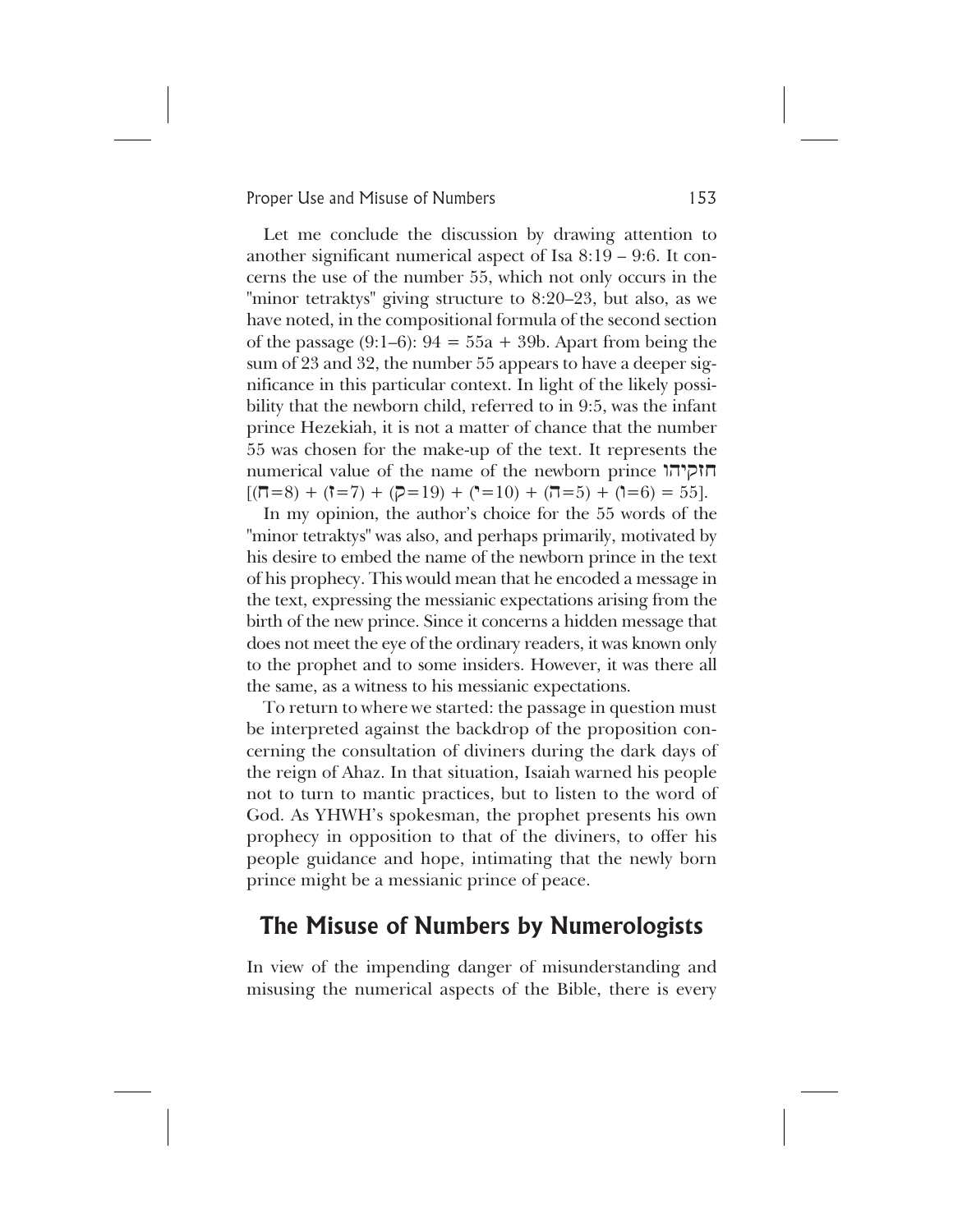Let me conclude the discussion by drawing attention to another significant numerical aspect of Isa 8:19 – 9:6. It concerns the use of the number 55, which not only occurs in the "minor tetraktys" giving structure to 8:20–23, but also, as we have noted, in the compositional formula of the second section of the passage (9:1–6): 94 = 55a + 39b. Apart from being the sum of 23 and 32, the number 55 appears to have a deeper significance in this particular context. In light of the likely possibility that the newborn child, referred to in 9:5, was the infant prince Hezekiah, it is not a matter of chance that the number 55 was chosen for the make-up of the text. It represents the numerical value of the name of the newborn prince חזקיהו [(ח=8) + (ז=7) + (ק=19) + (י=10) + (ה=5) + (ו=6) = 55].

In my opinion, the author's choice for the 55 words of the "minor tetraktys" was also, and perhaps primarily, motivated by his desire to embed the name of the newborn prince in the text of his prophecy. This would mean that he encoded a message in the text, expressing the messianic expectations arising from the birth of the new prince. Since it concerns a hidden message that does not meet the eye of the ordinary readers, it was known only to the prophet and to some insiders. However, it was there all the same, as a witness to his messianic expectations.

To return to where we started: the passage in question must be interpreted against the backdrop of the proposition concerning the consultation of diviners during the dark days of the reign of Ahaz. In that situation, Isaiah warned his people not to turn to mantic practices, but to listen to the word of God. As YHWH's spokesman, the prophet presents his own prophecy in opposition to that of the diviners, to offer his people guidance and hope, intimating that the newly born prince might be a messianic prince of peace.

## The Misuse of Numbers by Numerologists

In view of the impending danger of misunderstanding and misusing the numerical aspects of the Bible, there is every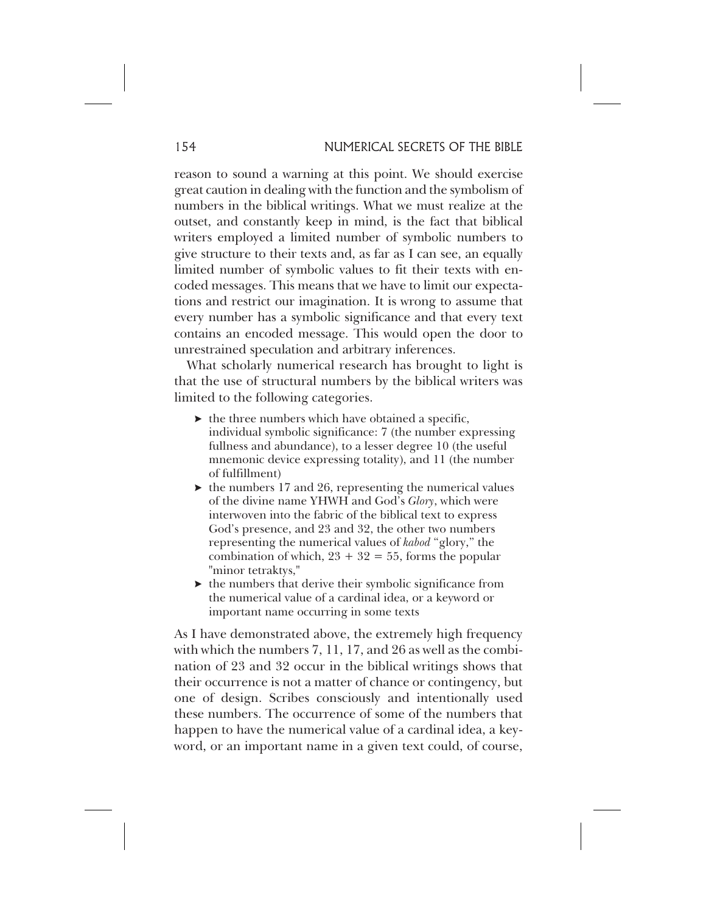reason to sound a warning at this point. We should exercise great caution in dealing with the function and the symbolism of numbers in the biblical writings. What we must realize at the outset, and constantly keep in mind, is the fact that biblical writers employed a limited number of symbolic numbers to give structure to their texts and, as far as I can see, an equally limited number of symbolic values to fit their texts with encoded messages. This means that we have to limit our expectations and restrict our imagination. It is wrong to assume that every number has a symbolic significance and that every text contains an encoded message. This would open the door to unrestrained speculation and arbitrary inferences.

What scholarly numerical research has brought to light is that the use of structural numbers by the biblical writers was limited to the following categories.

- the three numbers which have obtained a specific, individual symbolic significance: 7 (the number expressing fullness and abundance), to a lesser degree 10 (the useful mnemonic device expressing totality), and 11 (the number of fulfillment)
- the numbers 17 and 26, representing the numerical values of the divine name YHWH and God's *Glory*, which were interwoven into the fabric of the biblical text to express God's presence, and 23 and 32, the other two numbers representing the numerical values of *kabod* "glory," the combination of which, $23 + 32 = 55$, forms the popular "minor tetraktys,"
- the numbers that derive their symbolic significance from the numerical value of a cardinal idea, or a keyword or important name occurring in some texts

As I have demonstrated above, the extremely high frequency with which the numbers 7, 11, 17, and 26 as well as the combination of 23 and 32 occur in the biblical writings shows that their occurrence is not a matter of chance or contingency, but one of design. Scribes consciously and intentionally used these numbers. The occurrence of some of the numbers that happen to have the numerical value of a cardinal idea, a keyword, or an important name in a given text could, of course,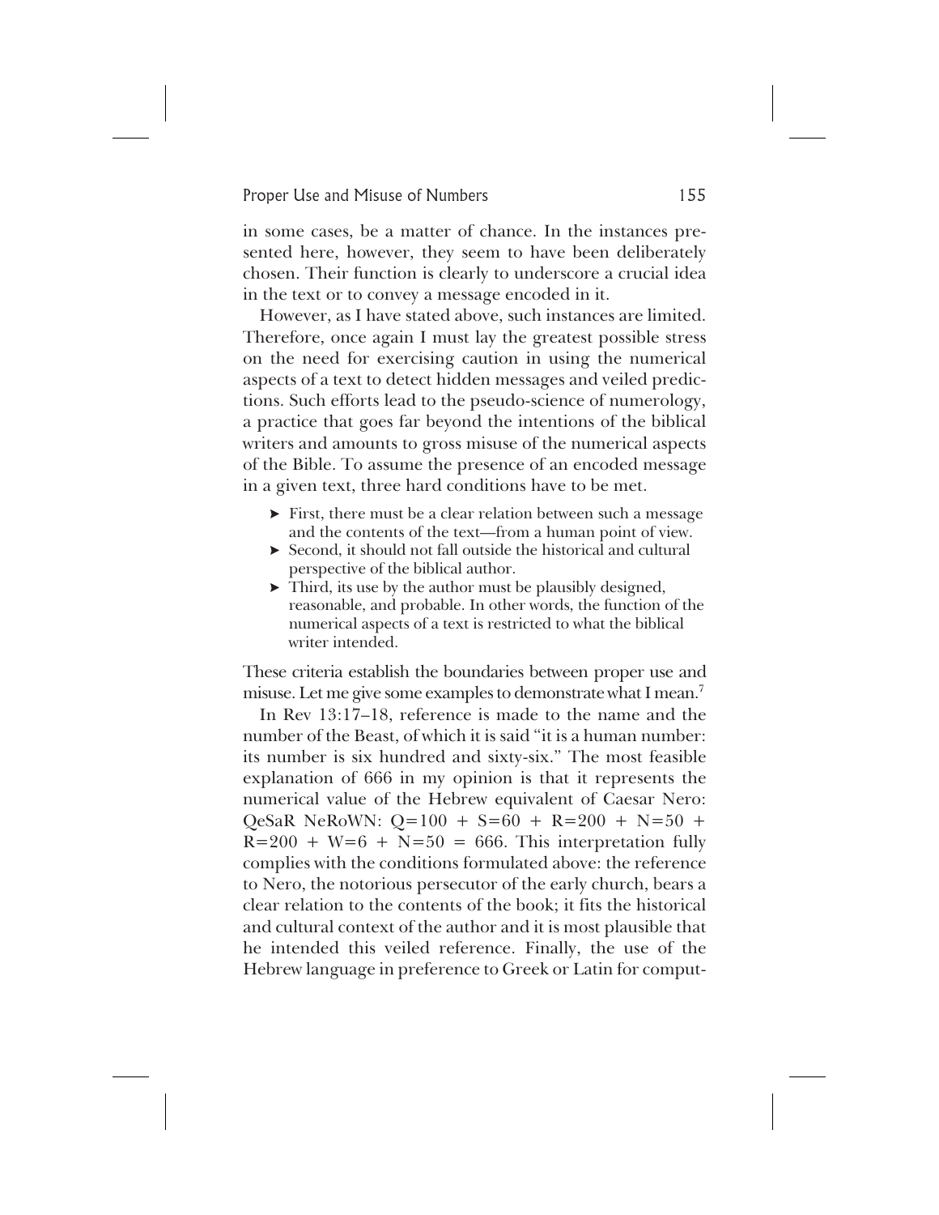in some cases, be a matter of chance. In the instances presented here, however, they seem to have been deliberately chosen. Their function is clearly to underscore a crucial idea in the text or to convey a message encoded in it.

However, as I have stated above, such instances are limited. Therefore, once again I must lay the greatest possible stress on the need for exercising caution in using the numerical aspects of a text to detect hidden messages and veiled predictions. Such efforts lead to the pseudo-science of numerology, a practice that goes far beyond the intentions of the biblical writers and amounts to gross misuse of the numerical aspects of the Bible. To assume the presence of an encoded message in a given text, three hard conditions have to be met.

- First, there must be a clear relation between such a message and the contents of the text—from a human point of view.
- Second, it should not fall outside the historical and cultural perspective of the biblical author.
- Third, its use by the author must be plausibly designed, reasonable, and probable. In other words, the function of the numerical aspects of a text is restricted to what the biblical writer intended.

These criteria establish the boundaries between proper use and misuse. Let me give some examples to demonstrate what I mean.[7]

In Rev 13:17–18, reference is made to the name and the number of the Beast, of which it is said "it is a human number: its number is six hundred and sixty-six." The most feasible explanation of 666 in my opinion is that it represents the numerical value of the Hebrew equivalent of Caesar Nero: QeSaR NeRoWN: Q=100 + S=60 + R=200 + N=50 + R=200 + W=6 + N=50 = 666. This interpretation fully complies with the conditions formulated above: the reference to Nero, the notorious persecutor of the early church, bears a clear relation to the contents of the book; it fits the historical and cultural context of the author and it is most plausible that he intended this veiled reference. Finally, the use of the Hebrew language in preference to Greek or Latin for comput-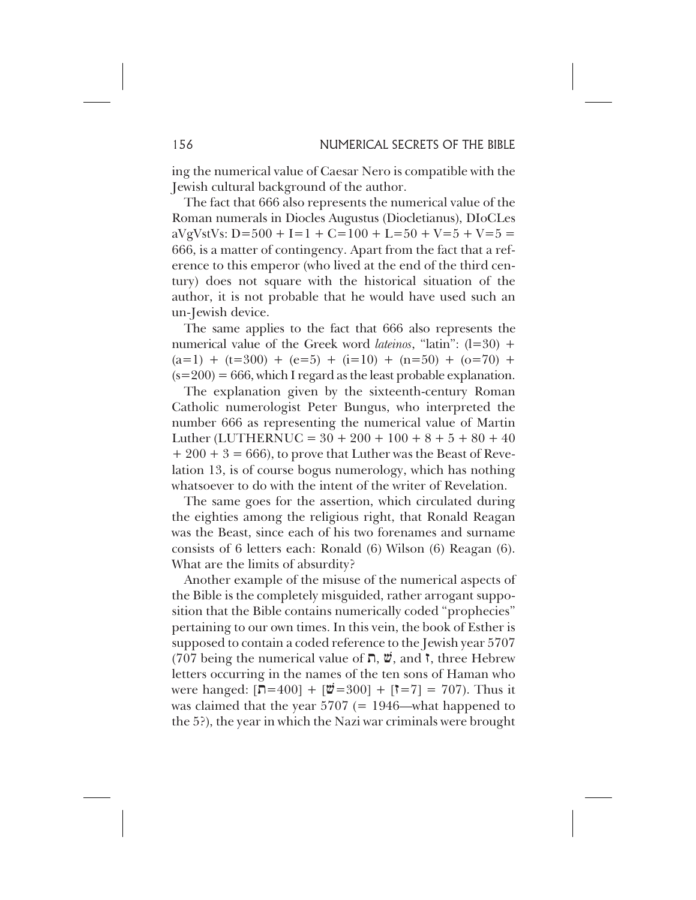ing the numerical value of Caesar Nero is compatible with the Jewish cultural background of the author.

The fact that 666 also represents the numerical value of the Roman numerals in Diocles Augustus (Diocletianus), DIoCLes aVgVstVs: D=500 + I=1 + C=100 + L=50 + V=5 + V=5 = 666, is a matter of contingency. Apart from the fact that a reference to this emperor (who lived at the end of the third century) does not square with the historical situation of the author, it is not probable that he would have used such an un-Jewish device.

The same applies to the fact that 666 also represents the numerical value of the Greek word *lateinos*, "latin": (l=30) + (a=1) + (t=300) + (e=5) + (i=10) + (n=50) + (o=70) + (s=200) = 666, which I regard as the least probable explanation.

The explanation given by the sixteenth-century Roman Catholic numerologist Peter Bungus, who interpreted the number 666 as representing the numerical value of Martin Luther (LUTHERNUC = 30 + 200 + 100 + 8 + 5 + 80 + 40 + 200 + 3 = 666), to prove that Luther was the Beast of Revelation 13, is of course bogus numerology, which has nothing whatsoever to do with the intent of the writer of Revelation.

The same goes for the assertion, which circulated during the eighties among the religious right, that Ronald Reagan was the Beast, since each of his two forenames and surname consists of 6 letters each: Ronald (6) Wilson (6) Reagan (6). What are the limits of absurdity?

Another example of the misuse of the numerical aspects of the Bible is the completely misguided, rather arrogant supposition that the Bible contains numerically coded "prophecies" pertaining to our own times. In this vein, the book of Esther is supposed to contain a coded reference to the Jewish year 5707 (707 being the numerical value of ת, שׁ, and ז, three Hebrew letters occurring in the names of the ten sons of Haman who were hanged: [ת=400] + [שׁ=300] + [ז=7] = 707). Thus it was claimed that the year 5707 (= 1946—what happened to the 5?), the year in which the Nazi war criminals were brought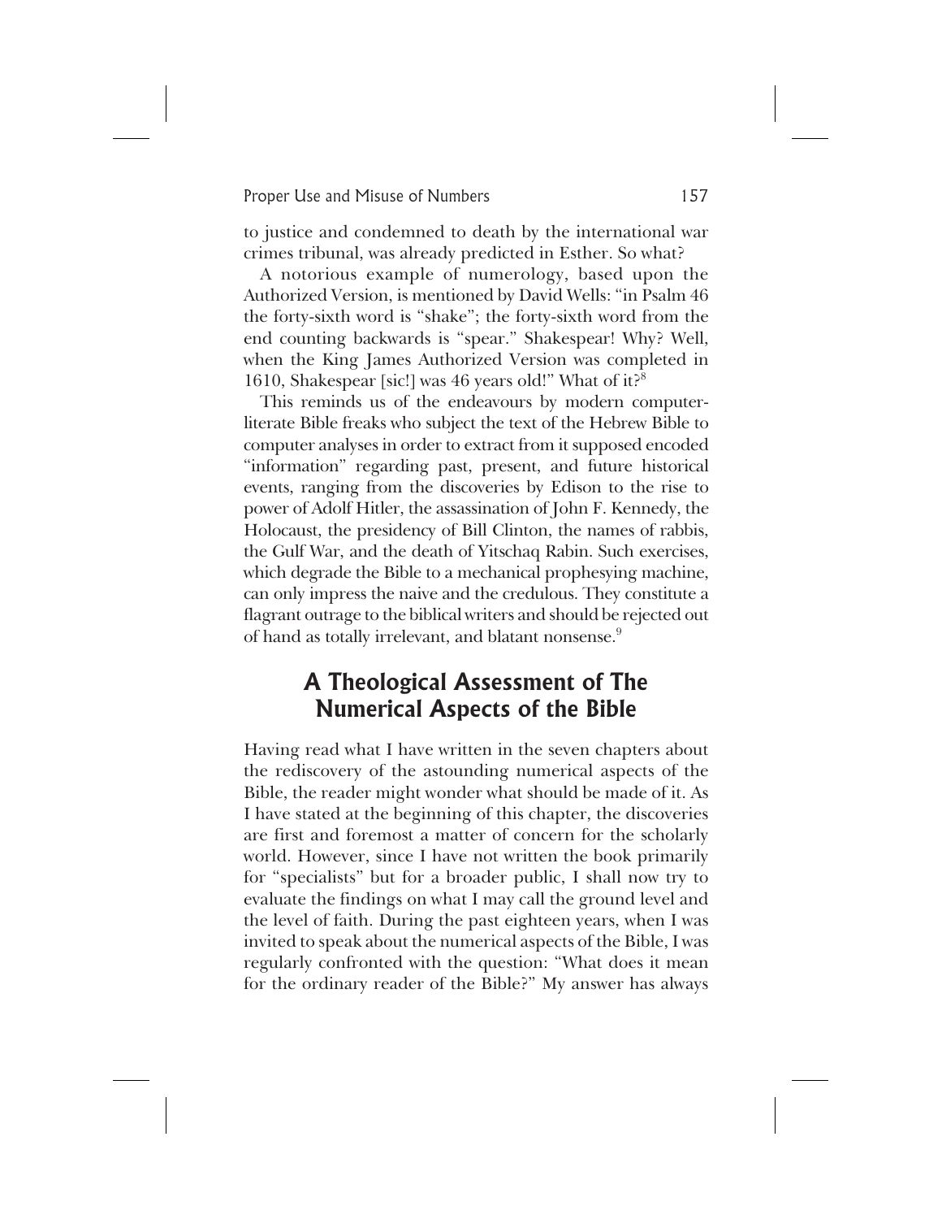to justice and condemned to death by the international war crimes tribunal, was already predicted in Esther. So what?

A notorious example of numerology, based upon the Authorized Version, is mentioned by David Wells: "in Psalm 46 the forty-sixth word is "shake"; the forty-sixth word from the end counting backwards is "spear." Shakespear! Why? Well, when the King James Authorized Version was completed in 1610, Shakespear [sic!] was 46 years old!" What of it?[8]

This reminds us of the endeavours by modern computer-literate Bible freaks who subject the text of the Hebrew Bible to computer analyses in order to extract from it supposed encoded "information" regarding past, present, and future historical events, ranging from the discoveries by Edison to the rise to power of Adolf Hitler, the assassination of John F. Kennedy, the Holocaust, the presidency of Bill Clinton, the names of rabbis, the Gulf War, and the death of Yitschaq Rabin. Such exercises, which degrade the Bible to a mechanical prophesying machine, can only impress the naive and the credulous. They constitute a flagrant outrage to the biblical writers and should be rejected out of hand as totally irrelevant, and blatant nonsense.[9]

## A Theological Assessment of The Numerical Aspects of the Bible

Having read what I have written in the seven chapters about the rediscovery of the astounding numerical aspects of the Bible, the reader might wonder what should be made of it. As I have stated at the beginning of this chapter, the discoveries are first and foremost a matter of concern for the scholarly world. However, since I have not written the book primarily for "specialists" but for a broader public, I shall now try to evaluate the findings on what I may call the ground level and the level of faith. During the past eighteen years, when I was invited to speak about the numerical aspects of the Bible, I was regularly confronted with the question: "What does it mean for the ordinary reader of the Bible?" My answer has always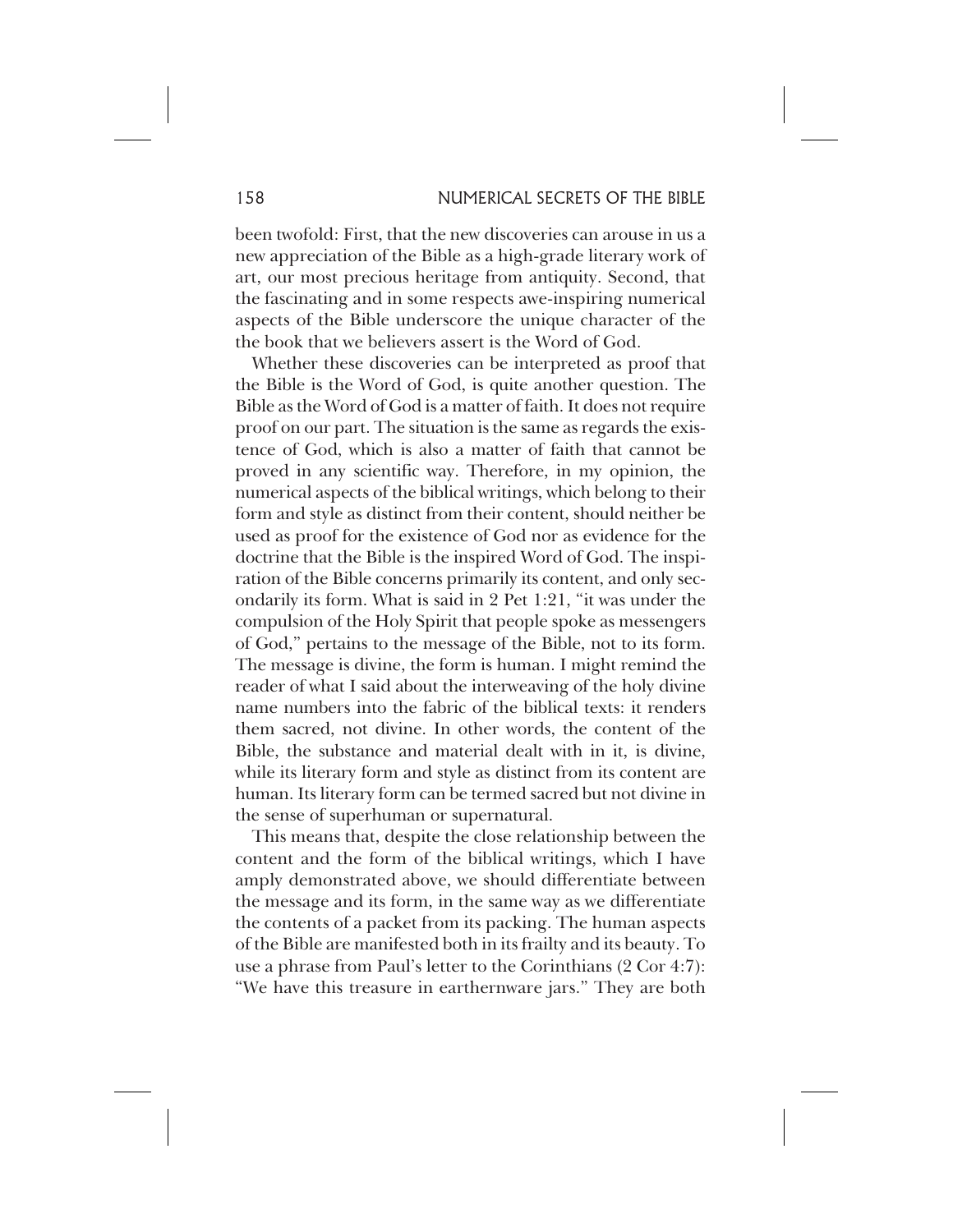been twofold: First, that the new discoveries can arouse in us a new appreciation of the Bible as a high-grade literary work of art, our most precious heritage from antiquity. Second, that the fascinating and in some respects awe-inspiring numerical aspects of the Bible underscore the unique character of the the book that we believers assert is the Word of God.

Whether these discoveries can be interpreted as proof that the Bible is the Word of God, is quite another question. The Bible as the Word of God is a matter of faith. It does not require proof on our part. The situation is the same as regards the existence of God, which is also a matter of faith that cannot be proved in any scientific way. Therefore, in my opinion, the numerical aspects of the biblical writings, which belong to their form and style as distinct from their content, should neither be used as proof for the existence of God nor as evidence for the doctrine that the Bible is the inspired Word of God. The inspiration of the Bible concerns primarily its content, and only secondarily its form. What is said in 2 Pet 1:21, "it was under the compulsion of the Holy Spirit that people spoke as messengers of God," pertains to the message of the Bible, not to its form. The message is divine, the form is human. I might remind the reader of what I said about the interweaving of the holy divine name numbers into the fabric of the biblical texts: it renders them sacred, not divine. In other words, the content of the Bible, the substance and material dealt with in it, is divine, while its literary form and style as distinct from its content are human. Its literary form can be termed sacred but not divine in the sense of superhuman or supernatural.

This means that, despite the close relationship between the content and the form of the biblical writings, which I have amply demonstrated above, we should differentiate between the message and its form, in the same way as we differentiate the contents of a packet from its packing. The human aspects of the Bible are manifested both in its frailty and its beauty. To use a phrase from Paul's letter to the Corinthians (2 Cor 4:7): "We have this treasure in earthernware jars." They are both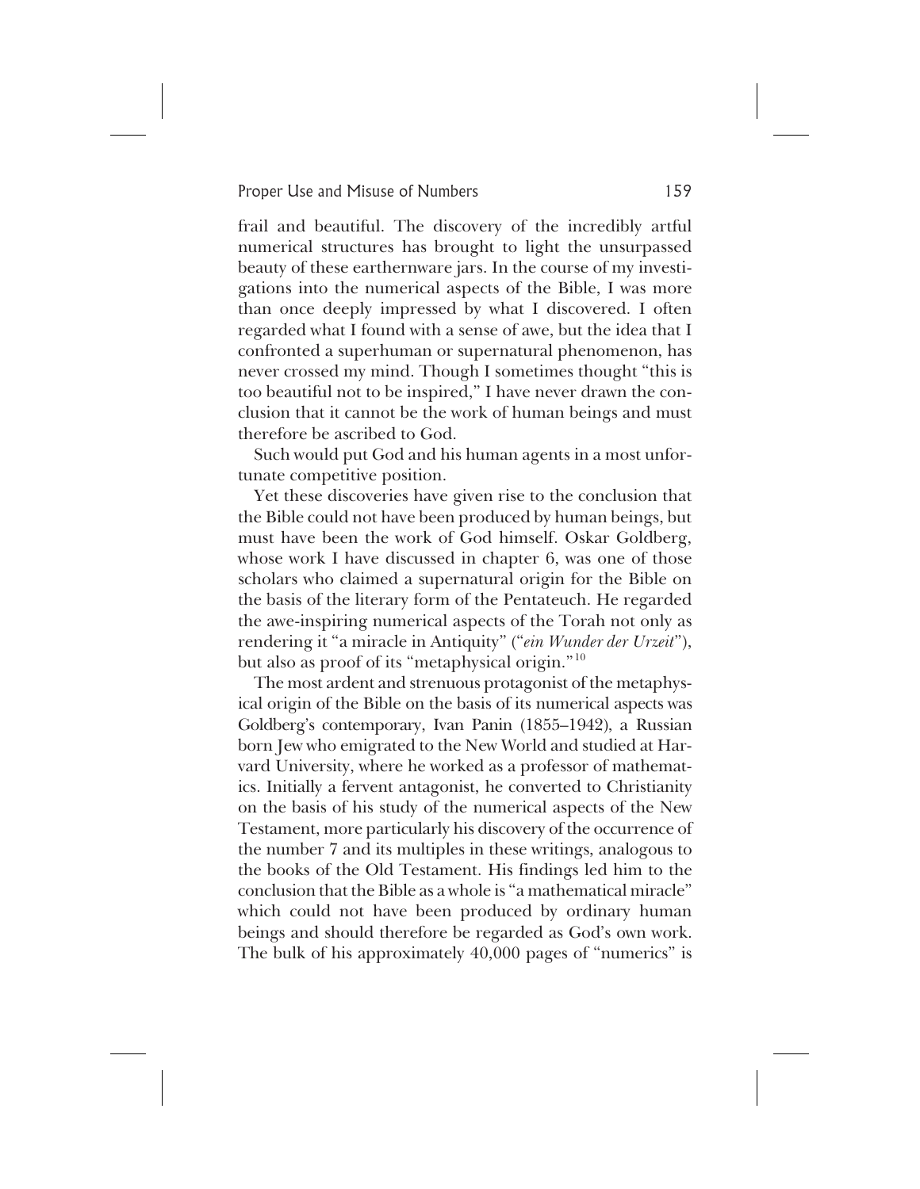frail and beautiful. The discovery of the incredibly artful numerical structures has brought to light the unsurpassed beauty of these earthernware jars. In the course of my investigations into the numerical aspects of the Bible, I was more than once deeply impressed by what I discovered. I often regarded what I found with a sense of awe, but the idea that I confronted a superhuman or supernatural phenomenon, has never crossed my mind. Though I sometimes thought "this is too beautiful not to be inspired," I have never drawn the conclusion that it cannot be the work of human beings and must therefore be ascribed to God.

Such would put God and his human agents in a most unfortunate competitive position.

Yet these discoveries have given rise to the conclusion that the Bible could not have been produced by human beings, but must have been the work of God himself. Oskar Goldberg, whose work I have discussed in chapter 6, was one of those scholars who claimed a supernatural origin for the Bible on the basis of the literary form of the Pentateuch. He regarded the awe-inspiring numerical aspects of the Torah not only as rendering it "a miracle in Antiquity" ("*ein Wunder der Urzeit*"), but also as proof of its "metaphysical origin."[10]

The most ardent and strenuous protagonist of the metaphysical origin of the Bible on the basis of its numerical aspects was Goldberg's contemporary, Ivan Panin (1855–1942), a Russian born Jew who emigrated to the New World and studied at Harvard University, where he worked as a professor of mathematics. Initially a fervent antagonist, he converted to Christianity on the basis of his study of the numerical aspects of the New Testament, more particularly his discovery of the occurrence of the number 7 and its multiples in these writings, analogous to the books of the Old Testament. His findings led him to the conclusion that the Bible as a whole is "a mathematical miracle" which could not have been produced by ordinary human beings and should therefore be regarded as God's own work. The bulk of his approximately 40,000 pages of "numerics" is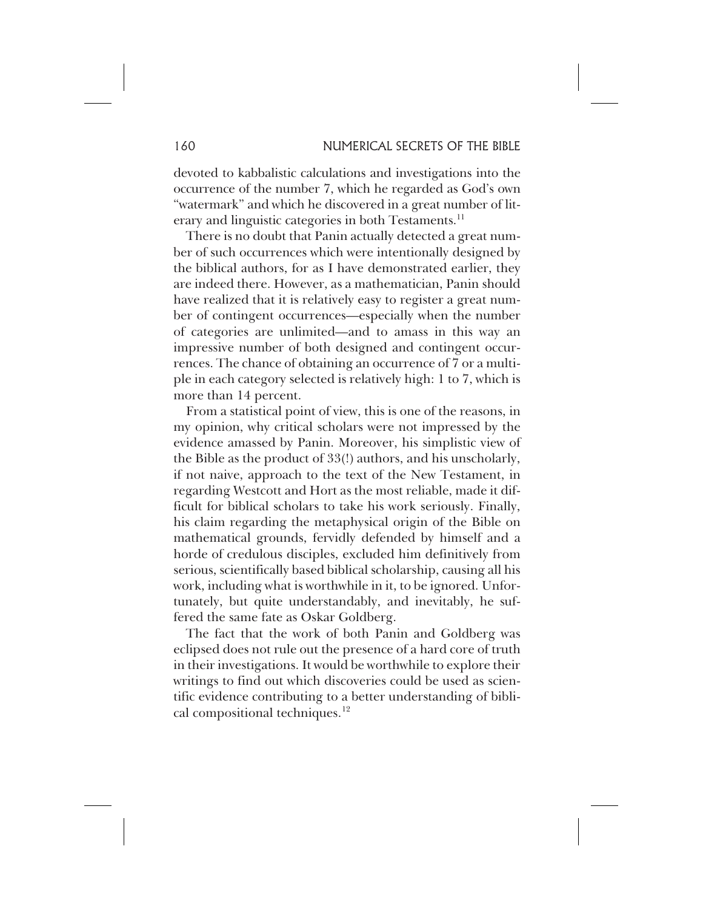devoted to kabbalistic calculations and investigations into the occurrence of the number 7, which he regarded as God's own "watermark" and which he discovered in a great number of literary and linguistic categories in both Testaments.[11]

There is no doubt that Panin actually detected a great number of such occurrences which were intentionally designed by the biblical authors, for as I have demonstrated earlier, they are indeed there. However, as a mathematician, Panin should have realized that it is relatively easy to register a great number of contingent occurrences—especially when the number of categories are unlimited—and to amass in this way an impressive number of both designed and contingent occurrences. The chance of obtaining an occurrence of 7 or a multiple in each category selected is relatively high: 1 to 7, which is more than 14 percent.

From a statistical point of view, this is one of the reasons, in my opinion, why critical scholars were not impressed by the evidence amassed by Panin. Moreover, his simplistic view of the Bible as the product of 33(!) authors, and his unscholarly, if not naive, approach to the text of the New Testament, in regarding Westcott and Hort as the most reliable, made it difficult for biblical scholars to take his work seriously. Finally, his claim regarding the metaphysical origin of the Bible on mathematical grounds, fervidly defended by himself and a horde of credulous disciples, excluded him definitively from serious, scientifically based biblical scholarship, causing all his work, including what is worthwhile in it, to be ignored. Unfortunately, but quite understandably, and inevitably, he suffered the same fate as Oskar Goldberg.

The fact that the work of both Panin and Goldberg was eclipsed does not rule out the presence of a hard core of truth in their investigations. It would be worthwhile to explore their writings to find out which discoveries could be used as scientific evidence contributing to a better understanding of biblical compositional techniques.[12]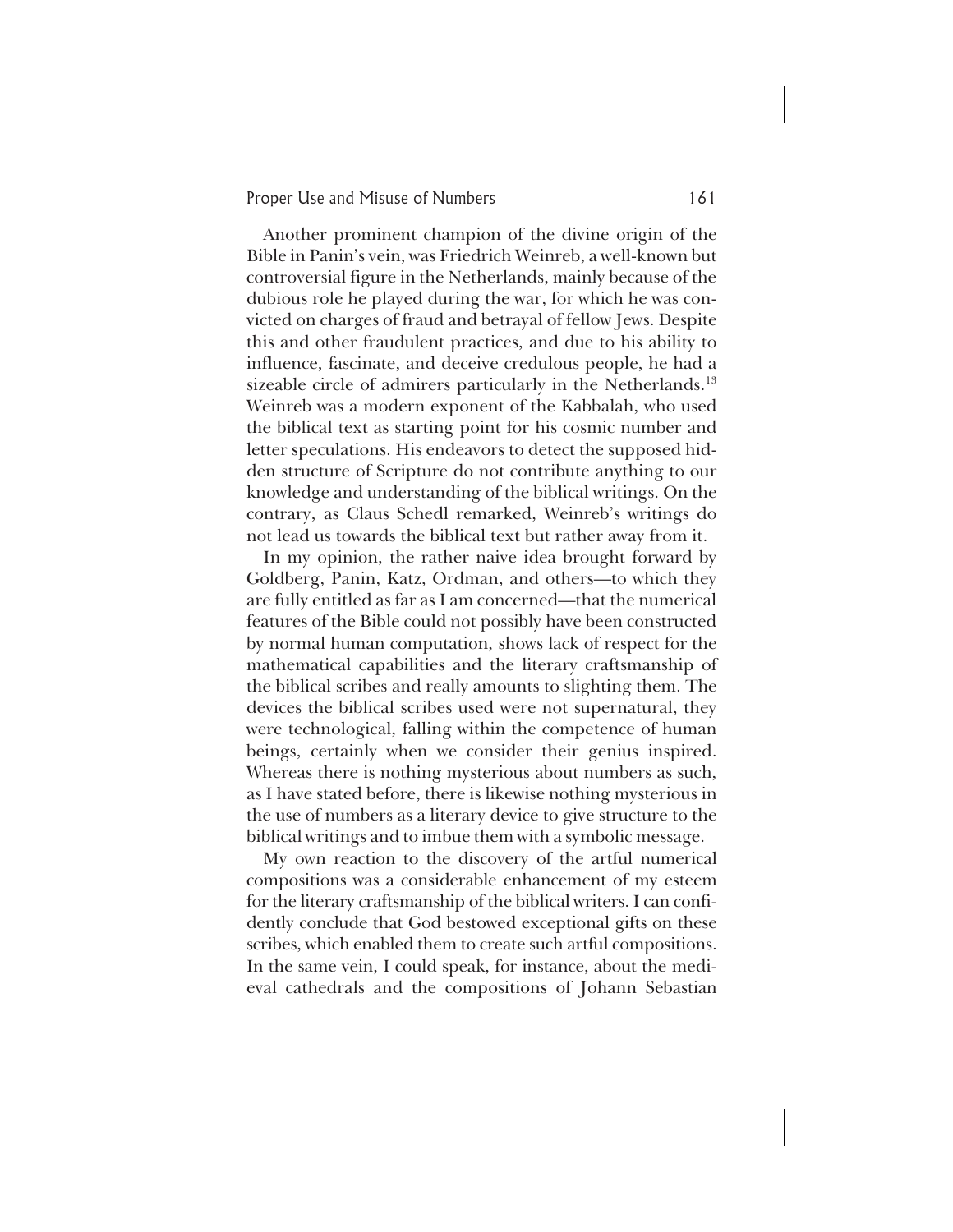Another prominent champion of the divine origin of the Bible in Panin's vein, was Friedrich Weinreb, a well-known but controversial figure in the Netherlands, mainly because of the dubious role he played during the war, for which he was convicted on charges of fraud and betrayal of fellow Jews. Despite this and other fraudulent practices, and due to his ability to influence, fascinate, and deceive credulous people, he had a sizeable circle of admirers particularly in the Netherlands.[13] Weinreb was a modern exponent of the Kabbalah, who used the biblical text as starting point for his cosmic number and letter speculations. His endeavors to detect the supposed hidden structure of Scripture do not contribute anything to our knowledge and understanding of the biblical writings. On the contrary, as Claus Schedl remarked, Weinreb's writings do not lead us towards the biblical text but rather away from it.

In my opinion, the rather naive idea brought forward by Goldberg, Panin, Katz, Ordman, and others—to which they are fully entitled as far as I am concerned—that the numerical features of the Bible could not possibly have been constructed by normal human computation, shows lack of respect for the mathematical capabilities and the literary craftsmanship of the biblical scribes and really amounts to slighting them. The devices the biblical scribes used were not supernatural, they were technological, falling within the competence of human beings, certainly when we consider their genius inspired. Whereas there is nothing mysterious about numbers as such, as I have stated before, there is likewise nothing mysterious in the use of numbers as a literary device to give structure to the biblical writings and to imbue them with a symbolic message.

My own reaction to the discovery of the artful numerical compositions was a considerable enhancement of my esteem for the literary craftsmanship of the biblical writers. I can confidently conclude that God bestowed exceptional gifts on these scribes, which enabled them to create such artful compositions. In the same vein, I could speak, for instance, about the medieval cathedrals and the compositions of Johann Sebastian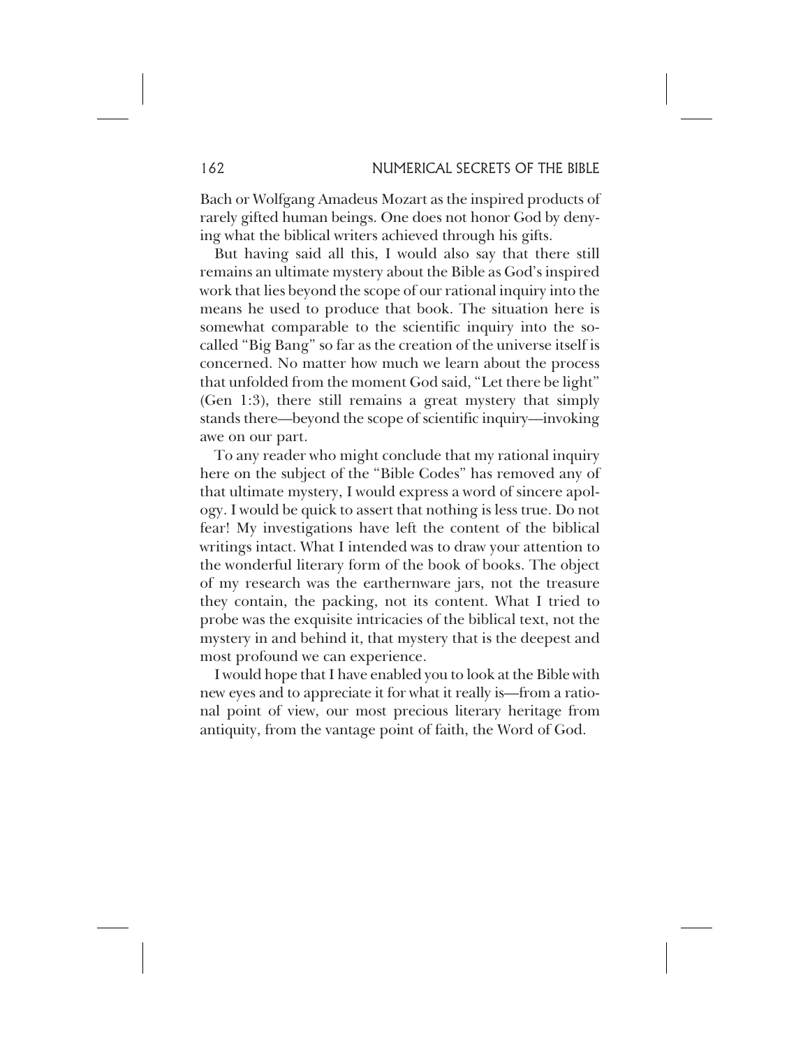Bach or Wolfgang Amadeus Mozart as the inspired products of rarely gifted human beings. One does not honor God by denying what the biblical writers achieved through his gifts.

But having said all this, I would also say that there still remains an ultimate mystery about the Bible as God's inspired work that lies beyond the scope of our rational inquiry into the means he used to produce that book. The situation here is somewhat comparable to the scientific inquiry into the so-called "Big Bang" so far as the creation of the universe itself is concerned. No matter how much we learn about the process that unfolded from the moment God said, "Let there be light" (Gen 1:3), there still remains a great mystery that simply stands there—beyond the scope of scientific inquiry—invoking awe on our part.

To any reader who might conclude that my rational inquiry here on the subject of the "Bible Codes" has removed any of that ultimate mystery, I would express a word of sincere apology. I would be quick to assert that nothing is less true. Do not fear! My investigations have left the content of the biblical writings intact. What I intended was to draw your attention to the wonderful literary form of the book of books. The object of my research was the earthernware jars, not the treasure they contain, the packing, not its content. What I tried to probe was the exquisite intricacies of the biblical text, not the mystery in and behind it, that mystery that is the deepest and most profound we can experience.

I would hope that I have enabled you to look at the Bible with new eyes and to appreciate it for what it really is—from a rational point of view, our most precious literary heritage from antiquity, from the vantage point of faith, the Word of God.